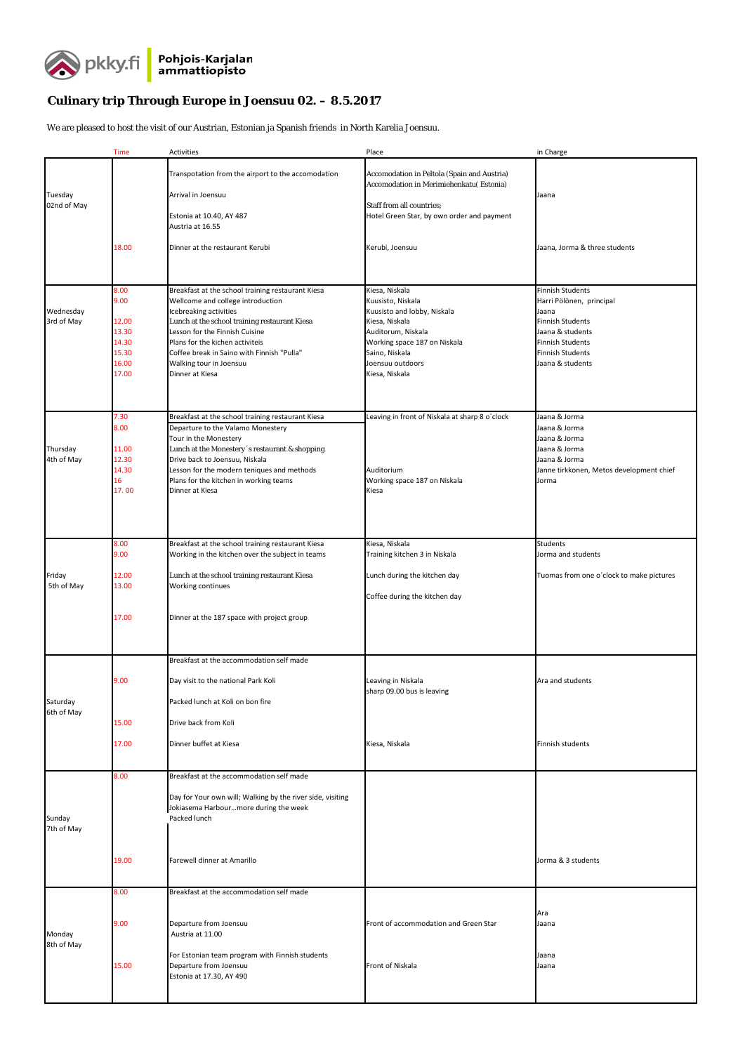Pohjois-Karjalan ammattiopisto

# Culinary trip Through Europe in Joensuu 02. – 8.5.2017

We are pleased to host the visit of our Austrian, Estonian ja Spanish friends in North Karelia Joensuu.

| | Time | Activities | Place | in Charge |
|---|---|---|---|---|
| Tuesday 02nd of May | | Transpotation from the airport to the accomodation | Accomodation in Peltola (Spain and Austria) Accomodation in Merimiehenkatu( Estonia) | Jaana |
| | | Arrival in Joensuu | Staff from all countries; Hotel Green Star, by own order and payment | |
| | | Estonia at 10.40, AY 487 Austria at 16.55 | | |
| | 18.00 | Dinner at the restaurant Kerubi | Kerubi, Joensuu | Jaana, Jorma & three students |
| Wednesday 3rd of May | 8.00 | Breakfast at the school training restaurant Kiesa | Kiesa, Niskala | Finnish Students |
| | 9.00 | Wellcome and college introduction | Kuusisto, Niskala | Harri Pölönen, principal |
| | | Icebreaking activities | Kuusisto and lobby, Niskala | Jaana |
| | 12.00 | Lunch at the school training restaurant Kiesa | Kiesa, Niskala | Finnish Students |
| | 13.30 | Lesson for the Finnish Cuisine | Auditorum, Niskala | Jaana & students |
| | 14.30 | Plans for the kichen activiteis | Working space 187 on Niskala | Finnish Students |
| | 15.30 | Coffee break in Saino with Finnish "Pulla" | Saino, Niskala | Finnish Students |
| | 16.00 | Walking tour in Joensuu | Joensuu outdoors | Jaana & students |
| | 17.00 | Dinner at Kiesa | Kiesa, Niskala | |
| Thursday 4th of May | 7.30 | Breakfast at the school training restaurant Kiesa | Leaving in front of Niskala at sharp 8 o´clock | Jaana & Jorma |
| | 8.00 | Departure to the Valamo Monestery | | Jaana & Jorma |
| | | Tour in the Monestery | | Jaana & Jorma |
| | 11.00 | Lunch at the Monestery´s restaurant & shopping | | Jaana & Jorma |
| | 12.30 | Drive back to Joensuu, Niskala | | Jaana & Jorma |
| | 14.30 | Lesson for the modern teniques and methods | Auditorium | Janne tirkkonen, Metos development chief |
| | 16 | Plans for the kitchen in working teams | Working space 187 on Niskala | Jorma |
| | 17. 00 | Dinner at Kiesa | Kiesa | |
| Friday 5th of May | 8.00 | Breakfast at the school training restaurant Kiesa | Kiesa, Niskala | Students |
| | 9.00 | Working in the kitchen over the subject in teams | Training kitchen 3 in Niskala | Jorma and students |
| | 12.00 | Lunch at the school training restaurant Kiesa | Lunch during the kitchen day | Tuomas from one o´clock to make pictures |
| | 13.00 | Working continues | Coffee during the kitchen day | |
| | 17.00 | Dinner at the 187 space with project group | | |
| Saturday 6th of May | | Breakfast at the accommodation self made | | |
| | 9.00 | Day visit to the national Park Koli | Leaving in Niskala sharp 09.00 bus is leaving | Ara and students |
| | | Packed lunch at Koli on bon fire | | |
| | 15.00 | Drive back from Koli | | |
| | 17.00 | Dinner buffet at Kiesa | Kiesa, Niskala | Finnish students |
| Sunday 7th of May | 8.00 | Breakfast at the accommodation self made | | |
| | | Day for Your own will; Walking by the river side, visiting Jokiasema Harbour…more during the week Packed lunch | | |
| | 19.00 | Farewell dinner at Amarillo | | Jorma & 3 students |
| Monday 8th of May | 8.00 | Breakfast at the accommodation self made | | Ara |
| | 9.00 | Departure from Joensuu Austria at 11.00 | Front of accommodation and Green Star | Jaana |
| | | For Estonian team program with Finnish students | | Jaana |
| | 15.00 | Departure from Joensuu Estonia at 17.30, AY 490 | Front of Niskala | Jaana |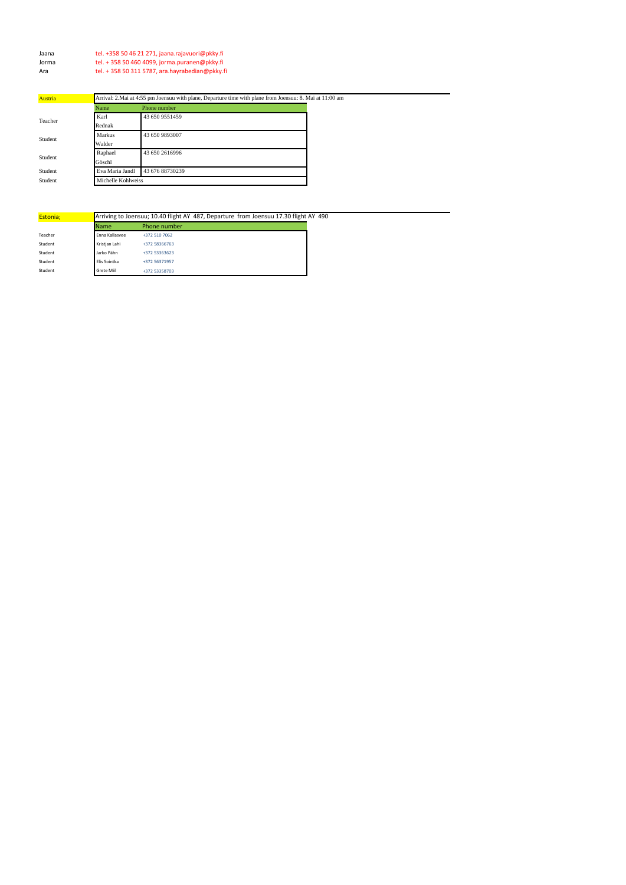Jaana tel. +358 50 46 21 271, jaana.rajavuori@pkky.fi
Jorma tel. + 358 50 460 4099, jorma.puranen@pkky.fi
Ara tel. + 358 50 311 5787, ara.hayrabedian@pkky.fi

| Austria | Arrival: 2.Mai at 4:55 pm Joensuu with plane, Departure time with plane from Joensuu: 8. Mai at 11:00 am | |
|---|---|---|
| | Name | Phone number |
| Teacher | Karl Rednak | 43 650 9551459 |
| Student | Markus Walder | 43 650 9893007 |
| Student | Raphael Göschl | 43 650 2616996 |
| Student | Eva Maria Jandl | 43 676 88730239 |
| Student | Michelle Kohlweiss | |

| Estonia; | Arriving to Joensuu; 10.40 flight AY 487, Departure from Joensuu 17.30 flight AY 490 | |
|---|---|---|
| | Name | Phone number |
| Teacher | Enna Kallasvee | +372 510 7062 |
| Student | Kristjan Lahi | +372 58366763 |
| Student | Jarko Pähn | +372 53363623 |
| Student | Elis Sointka | +372 56371957 |
| Student | Grete Miil | +372 53358703 |